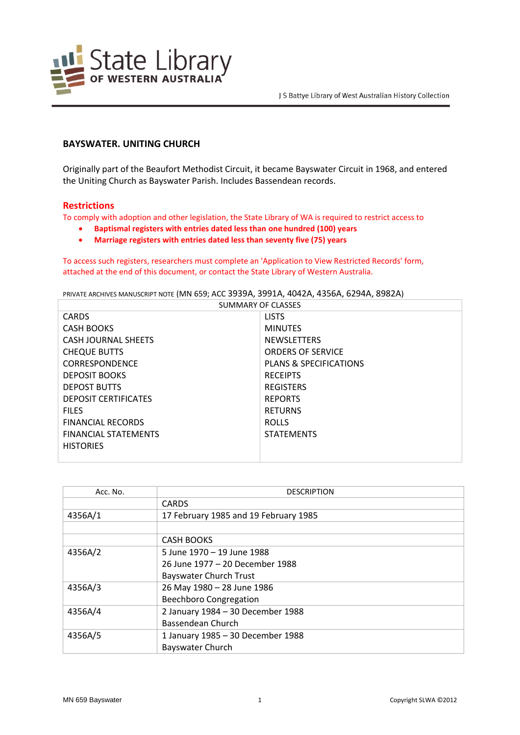# BAYSWATER. UNITING CHURCH

Originally part of the Beaufort Methodist Circuit, it became Bayswater Circuit in 1968, and entered the Uniting Church as Bayswater Parish. Includes Bassendean records.

## Restrictions

To comply with adoption and other legislation, the State Library of WA is required to restrict access to

- **Baptismal registers with entries dated less than one hundred (100) years**
- **Marriage registers with entries dated less than seventy five (75) years**

To access such registers, researchers must complete an 'Application to View Restricted Records' form, attached at the end of this document, or contact the State Library of Western Australia.

PRIVATE ARCHIVES MANUSCRIPT NOTE (MN 659; ACC 3939A, 3991A, 4042A, 4356A, 6294A, 8982A)

| SUMMARY OF CLASSES | |
|---|---|
| CARDS | LISTS |
| CASH BOOKS | MINUTES |
| CASH JOURNAL SHEETS | NEWSLETTERS |
| CHEQUE BUTTS | ORDERS OF SERVICE |
| CORRESPONDENCE | PLANS & SPECIFICATIONS |
| DEPOSIT BOOKS | RECEIPTS |
| DEPOST BUTTS | REGISTERS |
| DEPOSIT CERTIFICATES | REPORTS |
| FILES | RETURNS |
| FINANCIAL RECORDS | ROLLS |
| FINANCIAL STATEMENTS | STATEMENTS |
| HISTORIES | |

| Acc. No. | DESCRIPTION |
|---|---|
| | CARDS |
| 4356A/1 | 17 February 1985 and 19 February 1985 |
| | |
| | CASH BOOKS |
| 4356A/2 | 5 June 1970 – 19 June 1988<br>26 June 1977 – 20 December 1988<br>Bayswater Church Trust |
| 4356A/3 | 26 May 1980 – 28 June 1986<br>Beechboro Congregation |
| 4356A/4 | 2 January 1984 – 30 December 1988<br>Bassendean Church |
| 4356A/5 | 1 January 1985 – 30 December 1988<br>Bayswater Church |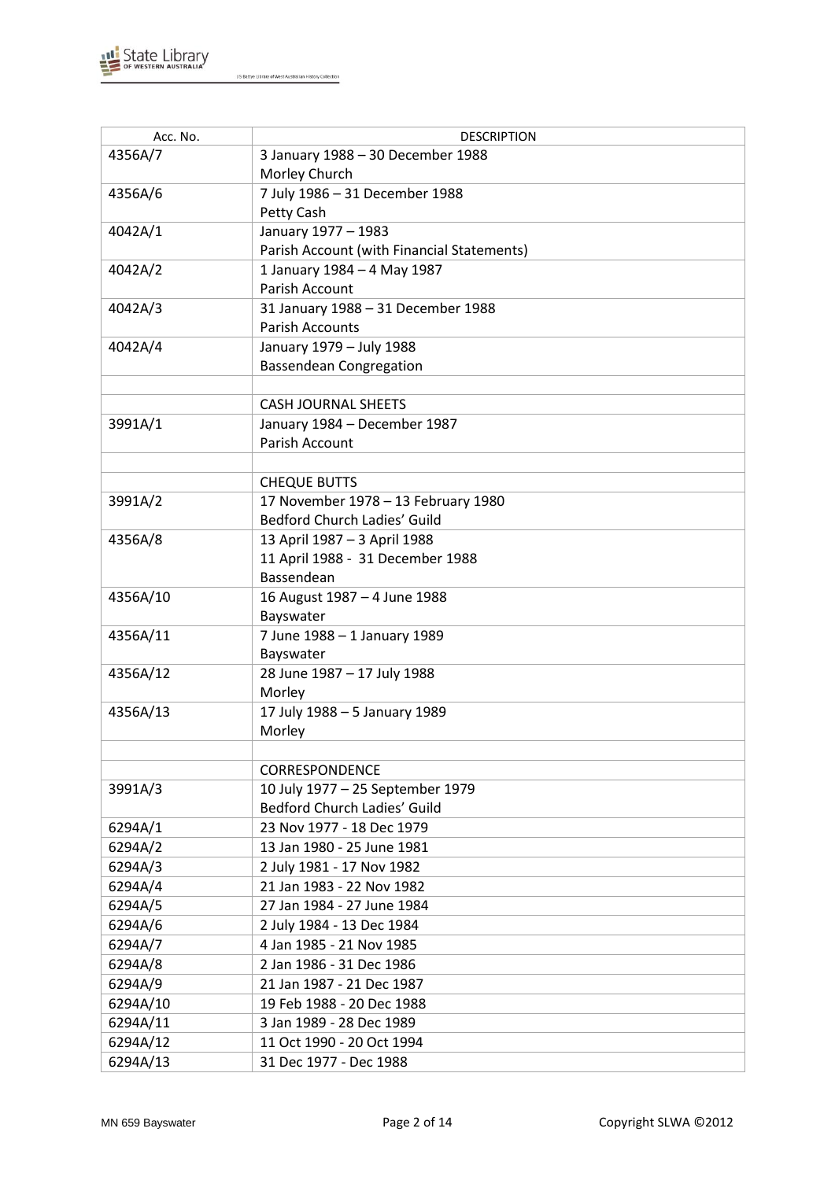| Acc. No. | DESCRIPTION |
| --- | --- |
| 4356A/7 | 3 January 1988 – 30 December 1988<br>Morley Church |
| 4356A/6 | 7 July 1986 – 31 December 1988<br>Petty Cash |
| 4042A/1 | January 1977 – 1983<br>Parish Account (with Financial Statements) |
| 4042A/2 | 1 January 1984 – 4 May 1987<br>Parish Account |
| 4042A/3 | 31 January 1988 – 31 December 1988<br>Parish Accounts |
| 4042A/4 | January 1979 – July 1988<br>Bassendean Congregation |
| | |
| | CASH JOURNAL SHEETS |
| 3991A/1 | January 1984 – December 1987<br>Parish Account |
| | |
| | CHEQUE BUTTS |
| 3991A/2 | 17 November 1978 – 13 February 1980<br>Bedford Church Ladies' Guild |
| 4356A/8 | 13 April 1987 – 3 April 1988<br>11 April 1988 - 31 December 1988<br>Bassendean |
| 4356A/10 | 16 August 1987 – 4 June 1988<br>Bayswater |
| 4356A/11 | 7 June 1988 – 1 January 1989<br>Bayswater |
| 4356A/12 | 28 June 1987 – 17 July 1988<br>Morley |
| 4356A/13 | 17 July 1988 – 5 January 1989<br>Morley |
| | |
| | CORRESPONDENCE |
| 3991A/3 | 10 July 1977 – 25 September 1979<br>Bedford Church Ladies' Guild |
| 6294A/1 | 23 Nov 1977 - 18 Dec 1979 |
| 6294A/2 | 13 Jan 1980 - 25 June 1981 |
| 6294A/3 | 2 July 1981 - 17 Nov 1982 |
| 6294A/4 | 21 Jan 1983 - 22 Nov 1982 |
| 6294A/5 | 27 Jan 1984 - 27 June 1984 |
| 6294A/6 | 2 July 1984 - 13 Dec 1984 |
| 6294A/7 | 4 Jan 1985 - 21 Nov 1985 |
| 6294A/8 | 2 Jan 1986 - 31 Dec 1986 |
| 6294A/9 | 21 Jan 1987 - 21 Dec 1987 |
| 6294A/10 | 19 Feb 1988 - 20 Dec 1988 |
| 6294A/11 | 3 Jan 1989 - 28 Dec 1989 |
| 6294A/12 | 11 Oct 1990 - 20 Oct 1994 |
| 6294A/13 | 31 Dec 1977 - Dec 1988 |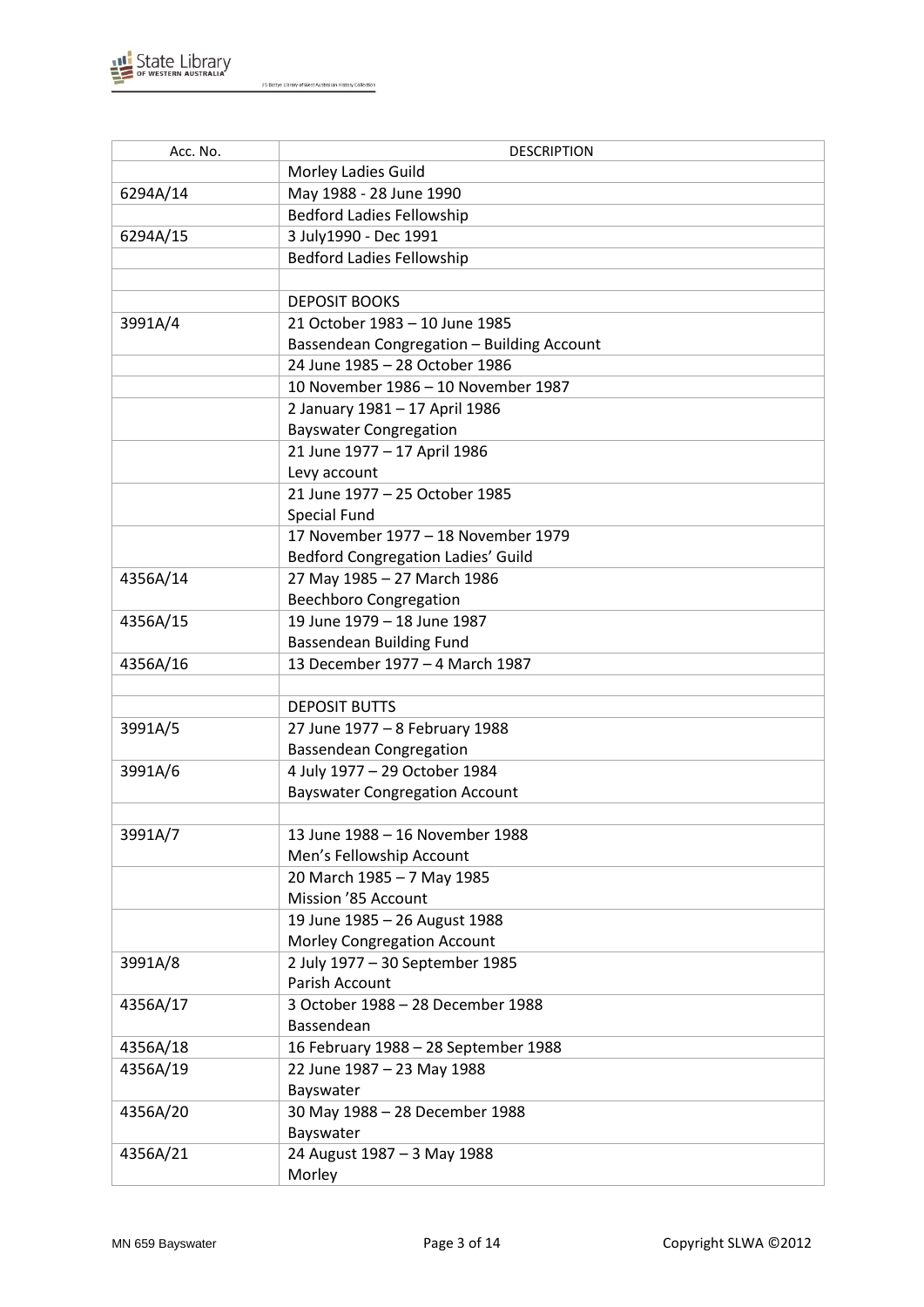| Acc. No. | DESCRIPTION |
|---|---|
| | Morley Ladies Guild |
| 6294A/14 | May 1988 - 28 June 1990 |
| | Bedford Ladies Fellowship |
| 6294A/15 | 3 July1990 - Dec 1991 |
| | Bedford Ladies Fellowship |
| | |
| | DEPOSIT BOOKS |
| 3991A/4 | 21 October 1983 – 10 June 1985 |
| | Bassendean Congregation – Building Account |
| | 24 June 1985 – 28 October 1986 |
| | 10 November 1986 – 10 November 1987 |
| | 2 January 1981 – 17 April 1986 |
| | Bayswater Congregation |
| | 21 June 1977 – 17 April 1986 |
| | Levy account |
| | 21 June 1977 – 25 October 1985 |
| | Special Fund |
| | 17 November 1977 – 18 November 1979 |
| | Bedford Congregation Ladies' Guild |
| 4356A/14 | 27 May 1985 – 27 March 1986 |
| | Beechboro Congregation |
| 4356A/15 | 19 June 1979 – 18 June 1987 |
| | Bassendean Building Fund |
| 4356A/16 | 13 December 1977 – 4 March 1987 |
| | |
| | DEPOSIT BUTTS |
| 3991A/5 | 27 June 1977 – 8 February 1988 |
| | Bassendean Congregation |
| 3991A/6 | 4 July 1977 – 29 October 1984 |
| | Bayswater Congregation Account |
| | |
| 3991A/7 | 13 June 1988 – 16 November 1988 |
| | Men's Fellowship Account |
| | 20 March 1985 – 7 May 1985 |
| | Mission '85 Account |
| | 19 June 1985 – 26 August 1988 |
| | Morley Congregation Account |
| 3991A/8 | 2 July 1977 – 30 September 1985 |
| | Parish Account |
| 4356A/17 | 3 October 1988 – 28 December 1988 |
| | Bassendean |
| 4356A/18 | 16 February 1988 – 28 September 1988 |
| 4356A/19 | 22 June 1987 – 23 May 1988 |
| | Bayswater |
| 4356A/20 | 30 May 1988 – 28 December 1988 |
| | Bayswater |
| 4356A/21 | 24 August 1987 – 3 May 1988 |
| | Morley |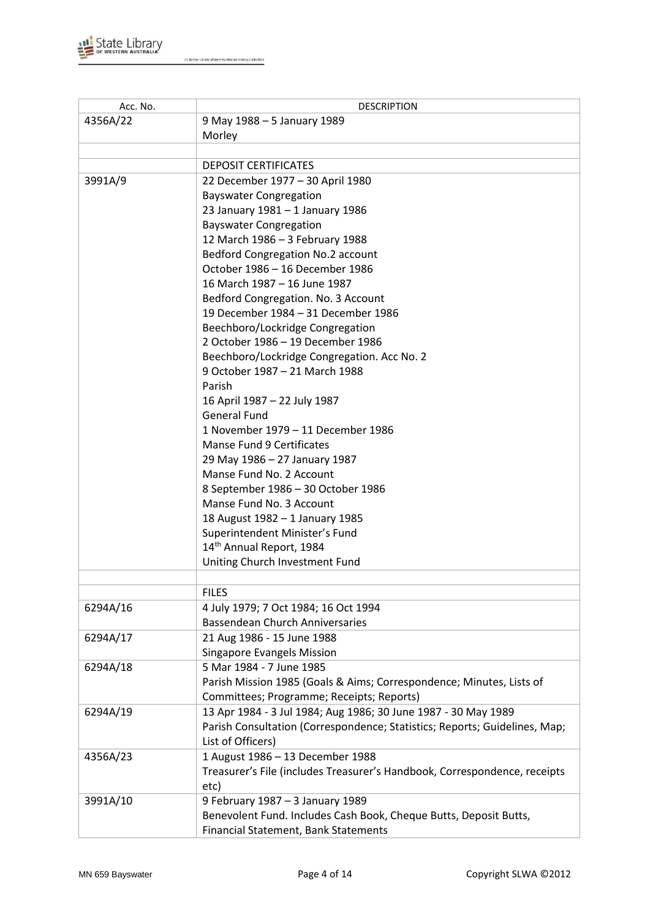| Acc. No. | DESCRIPTION |
|---|---|
| 4356A/22 | 9 May 1988 – 5 January 1989<br>Morley |
| | |
| | DEPOSIT CERTIFICATES |
| 3991A/9 | 22 December 1977 – 30 April 1980<br>Bayswater Congregation<br>23 January 1981 – 1 January 1986<br>Bayswater Congregation<br>12 March 1986 – 3 February 1988<br>Bedford Congregation No.2 account<br>October 1986 – 16 December 1986<br>16 March 1987 – 16 June 1987<br>Bedford Congregation. No. 3 Account<br>19 December 1984 – 31 December 1986<br>Beechboro/Lockridge Congregation<br>2 October 1986 – 19 December 1986<br>Beechboro/Lockridge Congregation. Acc No. 2<br>9 October 1987 – 21 March 1988<br>Parish<br>16 April 1987 – 22 July 1987<br>General Fund<br>1 November 1979 – 11 December 1986<br>Manse Fund 9 Certificates<br>29 May 1986 – 27 January 1987<br>Manse Fund No. 2 Account<br>8 September 1986 – 30 October 1986<br>Manse Fund No. 3 Account<br>18 August 1982 – 1 January 1985<br>Superintendent Minister's Fund<br>14th Annual Report, 1984<br>Uniting Church Investment Fund |
| | |
| | FILES |
| 6294A/16 | 4 July 1979; 7 Oct 1984; 16 Oct 1994<br>Bassendean Church Anniversaries |
| 6294A/17 | 21 Aug 1986 - 15 June 1988<br>Singapore Evangels Mission |
| 6294A/18 | 5 Mar 1984 - 7 June 1985<br>Parish Mission 1985 (Goals & Aims; Correspondence; Minutes, Lists of Committees; Programme; Receipts; Reports) |
| 6294A/19 | 13 Apr 1984 - 3 Jul 1984; Aug 1986; 30 June 1987 - 30 May 1989<br>Parish Consultation (Correspondence; Statistics; Reports; Guidelines, Map; List of Officers) |
| 4356A/23 | 1 August 1986 – 13 December 1988<br>Treasurer's File (includes Treasurer's Handbook, Correspondence, receipts etc) |
| 3991A/10 | 9 February 1987 – 3 January 1989<br>Benevolent Fund. Includes Cash Book, Cheque Butts, Deposit Butts, Financial Statement, Bank Statements |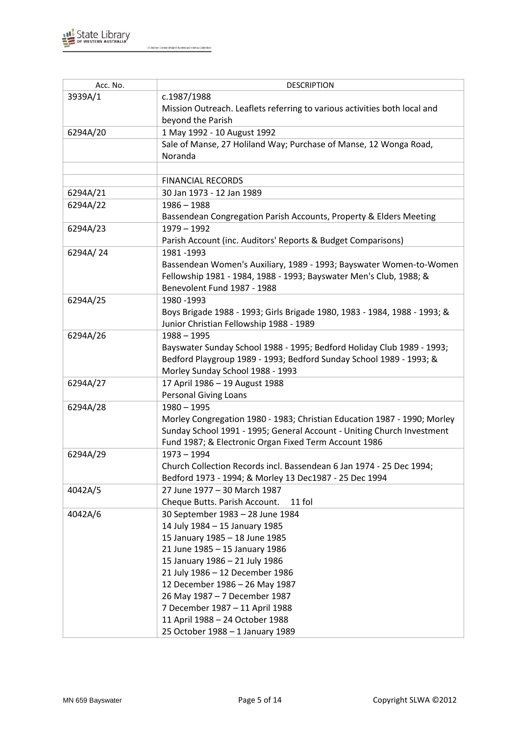| Acc. No. | DESCRIPTION |
|---|---|
| 3939A/1 | c.1987/1988<br>Mission Outreach. Leaflets referring to various activities both local and beyond the Parish |
| 6294A/20 | 1 May 1992 - 10 August 1992 |
| | Sale of Manse, 27 Holiland Way; Purchase of Manse, 12 Wonga Road, Noranda |
| | |
| | FINANCIAL RECORDS |
| 6294A/21 | 30 Jan 1973 - 12 Jan 1989 |
| 6294A/22 | 1986 – 1988<br>Bassendean Congregation Parish Accounts, Property & Elders Meeting |
| 6294A/23 | 1979 – 1992<br>Parish Account (inc. Auditors' Reports & Budget Comparisons) |
| 6294A/ 24 | 1981 -1993<br>Bassendean Women's Auxiliary, 1989 - 1993; Bayswater Women-to-Women Fellowship 1981 - 1984, 1988 - 1993; Bayswater Men's Club, 1988; & Benevolent Fund 1987 - 1988 |
| 6294A/25 | 1980 -1993<br>Boys Brigade 1988 - 1993; Girls Brigade 1980, 1983 - 1984, 1988 - 1993; & Junior Christian Fellowship 1988 - 1989 |
| 6294A/26 | 1988 – 1995<br>Bayswater Sunday School 1988 - 1995; Bedford Holiday Club 1989 - 1993; Bedford Playgroup 1989 - 1993; Bedford Sunday School 1989 - 1993; & Morley Sunday School 1988 - 1993 |
| 6294A/27 | 17 April 1986 – 19 August 1988<br>Personal Giving Loans |
| 6294A/28 | 1980 – 1995<br>Morley Congregation 1980 - 1983; Christian Education 1987 - 1990; Morley Sunday School 1991 - 1995; General Account - Uniting Church Investment Fund 1987; & Electronic Organ Fixed Term Account 1986 |
| 6294A/29 | 1973 – 1994<br>Church Collection Records incl. Bassendean 6 Jan 1974 - 25 Dec 1994; Bedford 1973 - 1994; & Morley 13 Dec1987 - 25 Dec 1994 |
| 4042A/5 | 27 June 1977 – 30 March 1987<br>Cheque Butts. Parish Account. 11 fol |
| 4042A/6 | 30 September 1983 – 28 June 1984<br>14 July 1984 – 15 January 1985<br>15 January 1985 – 18 June 1985<br>21 June 1985 – 15 January 1986<br>15 January 1986 – 21 July 1986<br>21 July 1986 – 12 December 1986<br>12 December 1986 – 26 May 1987<br>26 May 1987 – 7 December 1987<br>7 December 1987 – 11 April 1988<br>11 April 1988 – 24 October 1988<br>25 October 1988 – 1 January 1989 |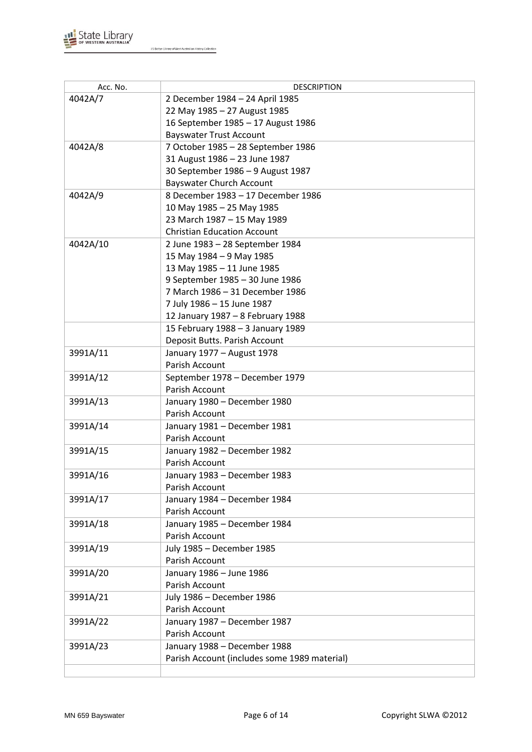| Acc. No. | DESCRIPTION |
|---|---|
| 4042A/7 | 2 December 1984 – 24 April 1985<br>22 May 1985 – 27 August 1985<br>16 September 1985 – 17 August 1986<br>Bayswater Trust Account |
| 4042A/8 | 7 October 1985 – 28 September 1986<br>31 August 1986 – 23 June 1987<br>30 September 1986 – 9 August 1987<br>Bayswater Church Account |
| 4042A/9 | 8 December 1983 – 17 December 1986<br>10 May 1985 – 25 May 1985<br>23 March 1987 – 15 May 1989<br>Christian Education Account |
| 4042A/10 | 2 June 1983 – 28 September 1984<br>15 May 1984 – 9 May 1985<br>13 May 1985 – 11 June 1985<br>9 September 1985 – 30 June 1986<br>7 March 1986 – 31 December 1986<br>7 July 1986 – 15 June 1987<br>12 January 1987 – 8 February 1988 |
| | 15 February 1988 – 3 January 1989<br>Deposit Butts. Parish Account |
| 3991A/11 | January 1977 – August 1978<br>Parish Account |
| 3991A/12 | September 1978 – December 1979<br>Parish Account |
| 3991A/13 | January 1980 – December 1980<br>Parish Account |
| 3991A/14 | January 1981 – December 1981<br>Parish Account |
| 3991A/15 | January 1982 – December 1982<br>Parish Account |
| 3991A/16 | January 1983 – December 1983<br>Parish Account |
| 3991A/17 | January 1984 – December 1984<br>Parish Account |
| 3991A/18 | January 1985 – December 1984<br>Parish Account |
| 3991A/19 | July 1985 – December 1985<br>Parish Account |
| 3991A/20 | January 1986 – June 1986<br>Parish Account |
| 3991A/21 | July 1986 – December 1986<br>Parish Account |
| 3991A/22 | January 1987 – December 1987<br>Parish Account |
| 3991A/23 | January 1988 – December 1988<br>Parish Account (includes some 1989 material) |
| | |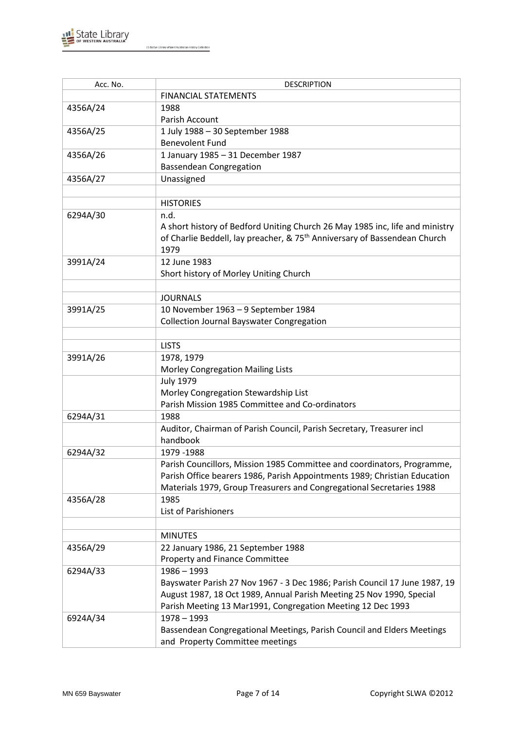| Acc. No. | DESCRIPTION |
|---|---|
| | FINANCIAL STATEMENTS |
| 4356A/24 | 1988<br>Parish Account |
| 4356A/25 | 1 July 1988 – 30 September 1988<br>Benevolent Fund |
| 4356A/26 | 1 January 1985 – 31 December 1987<br>Bassendean Congregation |
| 4356A/27 | Unassigned |
| | |
| | HISTORIES |
| 6294A/30 | n.d.<br>A short history of Bedford Uniting Church 26 May 1985 inc, life and ministry of Charlie Beddell, lay preacher, & 75th Anniversary of Bassendean Church 1979 |
| 3991A/24 | 12 June 1983<br>Short history of Morley Uniting Church |
| | |
| | JOURNALS |
| 3991A/25 | 10 November 1963 – 9 September 1984<br>Collection Journal Bayswater Congregation |
| | |
| | LISTS |
| 3991A/26 | 1978, 1979<br>Morley Congregation Mailing Lists |
| | July 1979<br>Morley Congregation Stewardship List<br>Parish Mission 1985 Committee and Co-ordinators |
| 6294A/31 | 1988 |
| | Auditor, Chairman of Parish Council, Parish Secretary, Treasurer incl handbook |
| 6294A/32 | 1979 -1988 |
| | Parish Councillors, Mission 1985 Committee and coordinators, Programme, Parish Office bearers 1986, Parish Appointments 1989; Christian Education Materials 1979, Group Treasurers and Congregational Secretaries 1988 |
| 4356A/28 | 1985<br>List of Parishioners |
| | |
| | MINUTES |
| 4356A/29 | 22 January 1986, 21 September 1988<br>Property and Finance Committee |
| 6294A/33 | 1986 – 1993<br>Bayswater Parish 27 Nov 1967 - 3 Dec 1986; Parish Council 17 June 1987, 19 August 1987, 18 Oct 1989, Annual Parish Meeting 25 Nov 1990, Special Parish Meeting 13 Mar1991, Congregation Meeting 12 Dec 1993 |
| 6924A/34 | 1978 – 1993<br>Bassendean Congregational Meetings, Parish Council and Elders Meetings and Property Committee meetings |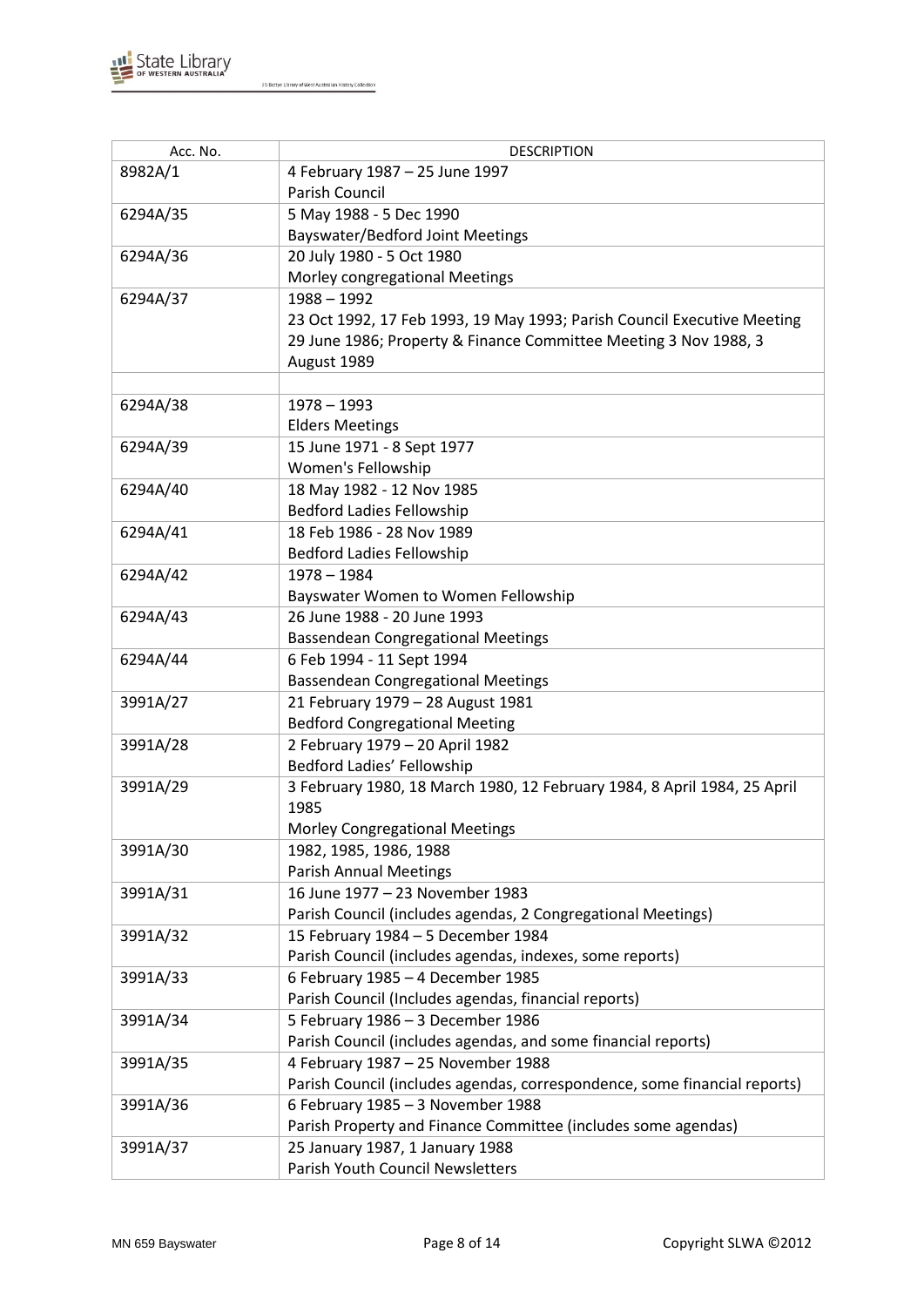| Acc. No. | DESCRIPTION |
|---|---|
| 8982A/1 | 4 February 1987 – 25 June 1997<br>Parish Council |
| 6294A/35 | 5 May 1988 - 5 Dec 1990<br>Bayswater/Bedford Joint Meetings |
| 6294A/36 | 20 July 1980 - 5 Oct 1980<br>Morley congregational Meetings |
| 6294A/37 | 1988 – 1992<br>23 Oct 1992, 17 Feb 1993, 19 May 1993; Parish Council Executive Meeting 29 June 1986; Property & Finance Committee Meeting 3 Nov 1988, 3 August 1989 |
| | |
| 6294A/38 | 1978 – 1993<br>Elders Meetings |
| 6294A/39 | 15 June 1971 - 8 Sept 1977<br>Women's Fellowship |
| 6294A/40 | 18 May 1982 - 12 Nov 1985<br>Bedford Ladies Fellowship |
| 6294A/41 | 18 Feb 1986 - 28 Nov 1989<br>Bedford Ladies Fellowship |
| 6294A/42 | 1978 – 1984<br>Bayswater Women to Women Fellowship |
| 6294A/43 | 26 June 1988 - 20 June 1993<br>Bassendean Congregational Meetings |
| 6294A/44 | 6 Feb 1994 - 11 Sept 1994<br>Bassendean Congregational Meetings |
| 3991A/27 | 21 February 1979 – 28 August 1981<br>Bedford Congregational Meeting |
| 3991A/28 | 2 February 1979 – 20 April 1982<br>Bedford Ladies' Fellowship |
| 3991A/29 | 3 February 1980, 18 March 1980, 12 February 1984, 8 April 1984, 25 April 1985<br>Morley Congregational Meetings |
| 3991A/30 | 1982, 1985, 1986, 1988<br>Parish Annual Meetings |
| 3991A/31 | 16 June 1977 – 23 November 1983<br>Parish Council (includes agendas, 2 Congregational Meetings) |
| 3991A/32 | 15 February 1984 – 5 December 1984<br>Parish Council (includes agendas, indexes, some reports) |
| 3991A/33 | 6 February 1985 – 4 December 1985<br>Parish Council (Includes agendas, financial reports) |
| 3991A/34 | 5 February 1986 – 3 December 1986<br>Parish Council (includes agendas, and some financial reports) |
| 3991A/35 | 4 February 1987 – 25 November 1988<br>Parish Council (includes agendas, correspondence, some financial reports) |
| 3991A/36 | 6 February 1985 – 3 November 1988<br>Parish Property and Finance Committee (includes some agendas) |
| 3991A/37 | 25 January 1987, 1 January 1988<br>Parish Youth Council Newsletters |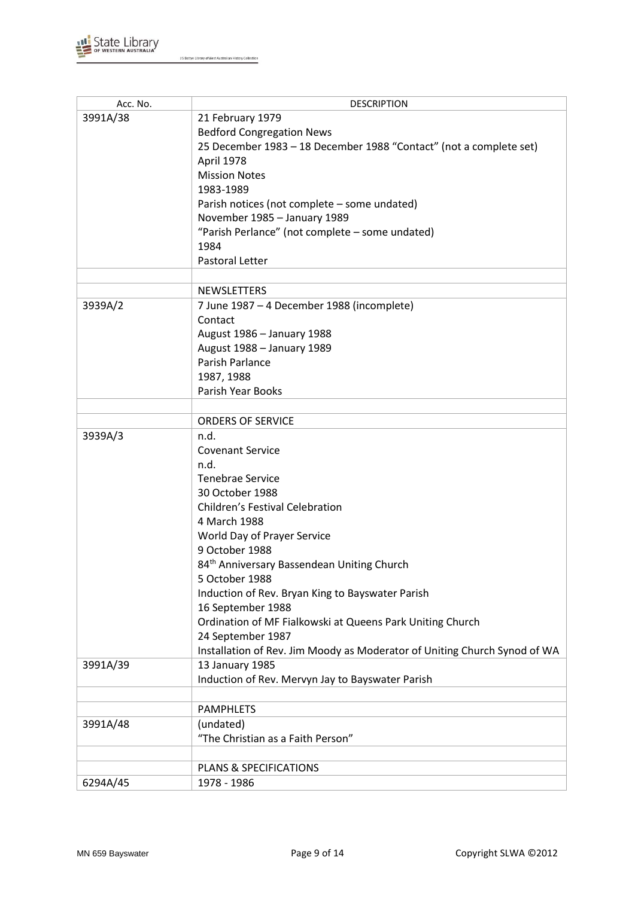| Acc. No. | DESCRIPTION |
|---|---|
| 3991A/38 | 21 February 1979<br>Bedford Congregation News<br>25 December 1983 – 18 December 1988 "Contact" (not a complete set)<br>April 1978<br>Mission Notes<br>1983-1989<br>Parish notices (not complete – some undated)<br>November 1985 – January 1989<br>"Parish Perlance" (not complete – some undated)<br>1984<br>Pastoral Letter |
| | |
| | NEWSLETTERS |
| 3939A/2 | 7 June 1987 – 4 December 1988 (incomplete)<br>Contact<br>August 1986 – January 1988<br>August 1988 – January 1989<br>Parish Parlance<br>1987, 1988<br>Parish Year Books |
| | |
| | ORDERS OF SERVICE |
| 3939A/3 | n.d.<br>Covenant Service<br>n.d.<br>Tenebrae Service<br>30 October 1988<br>Children's Festival Celebration<br>4 March 1988<br>World Day of Prayer Service<br>9 October 1988<br>84th Anniversary Bassendean Uniting Church<br>5 October 1988<br>Induction of Rev. Bryan King to Bayswater Parish<br>16 September 1988<br>Ordination of MF Fialkowski at Queens Park Uniting Church<br>24 September 1987<br>Installation of Rev. Jim Moody as Moderator of Uniting Church Synod of WA |
| 3991A/39 | 13 January 1985<br>Induction of Rev. Mervyn Jay to Bayswater Parish |
| | |
| | PAMPHLETS |
| 3991A/48 | (undated)<br>"The Christian as a Faith Person" |
| | |
| | PLANS & SPECIFICATIONS |
| 6294A/45 | 1978 - 1986 |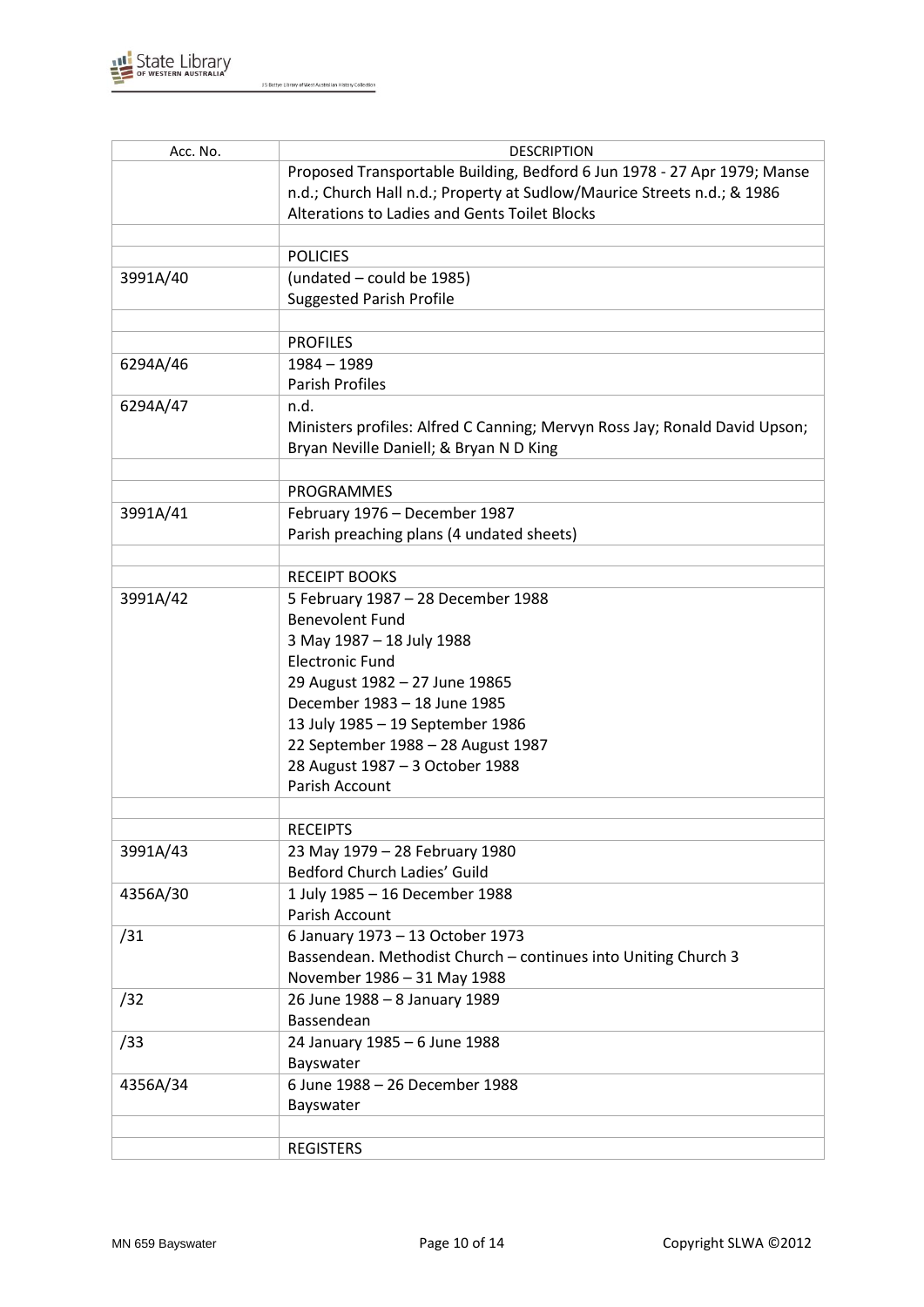| Acc. No. | DESCRIPTION |
|---|---|
| | Proposed Transportable Building, Bedford 6 Jun 1978 - 27 Apr 1979; Manse n.d.; Church Hall n.d.; Property at Sudlow/Maurice Streets n.d.; & 1986 Alterations to Ladies and Gents Toilet Blocks |
| | |
| | POLICIES |
| 3991A/40 | (undated – could be 1985)<br>Suggested Parish Profile |
| | |
| | PROFILES |
| 6294A/46 | 1984 – 1989<br>Parish Profiles |
| 6294A/47 | n.d.<br>Ministers profiles: Alfred C Canning; Mervyn Ross Jay; Ronald David Upson; Bryan Neville Daniell; & Bryan N D King |
| | |
| | PROGRAMMES |
| 3991A/41 | February 1976 – December 1987<br>Parish preaching plans (4 undated sheets) |
| | |
| | RECEIPT BOOKS |
| 3991A/42 | 5 February 1987 – 28 December 1988<br>Benevolent Fund<br>3 May 1987 – 18 July 1988<br>Electronic Fund<br>29 August 1982 – 27 June 19865<br>December 1983 – 18 June 1985<br>13 July 1985 – 19 September 1986<br>22 September 1988 – 28 August 1987<br>28 August 1987 – 3 October 1988<br>Parish Account |
| | |
| | RECEIPTS |
| 3991A/43 | 23 May 1979 – 28 February 1980<br>Bedford Church Ladies' Guild |
| 4356A/30 | 1 July 1985 – 16 December 1988<br>Parish Account |
| /31 | 6 January 1973 – 13 October 1973<br>Bassendean. Methodist Church – continues into Uniting Church 3 November 1986 – 31 May 1988 |
| /32 | 26 June 1988 – 8 January 1989<br>Bassendean |
| /33 | 24 January 1985 – 6 June 1988<br>Bayswater |
| 4356A/34 | 6 June 1988 – 26 December 1988<br>Bayswater |
| | |
| | REGISTERS |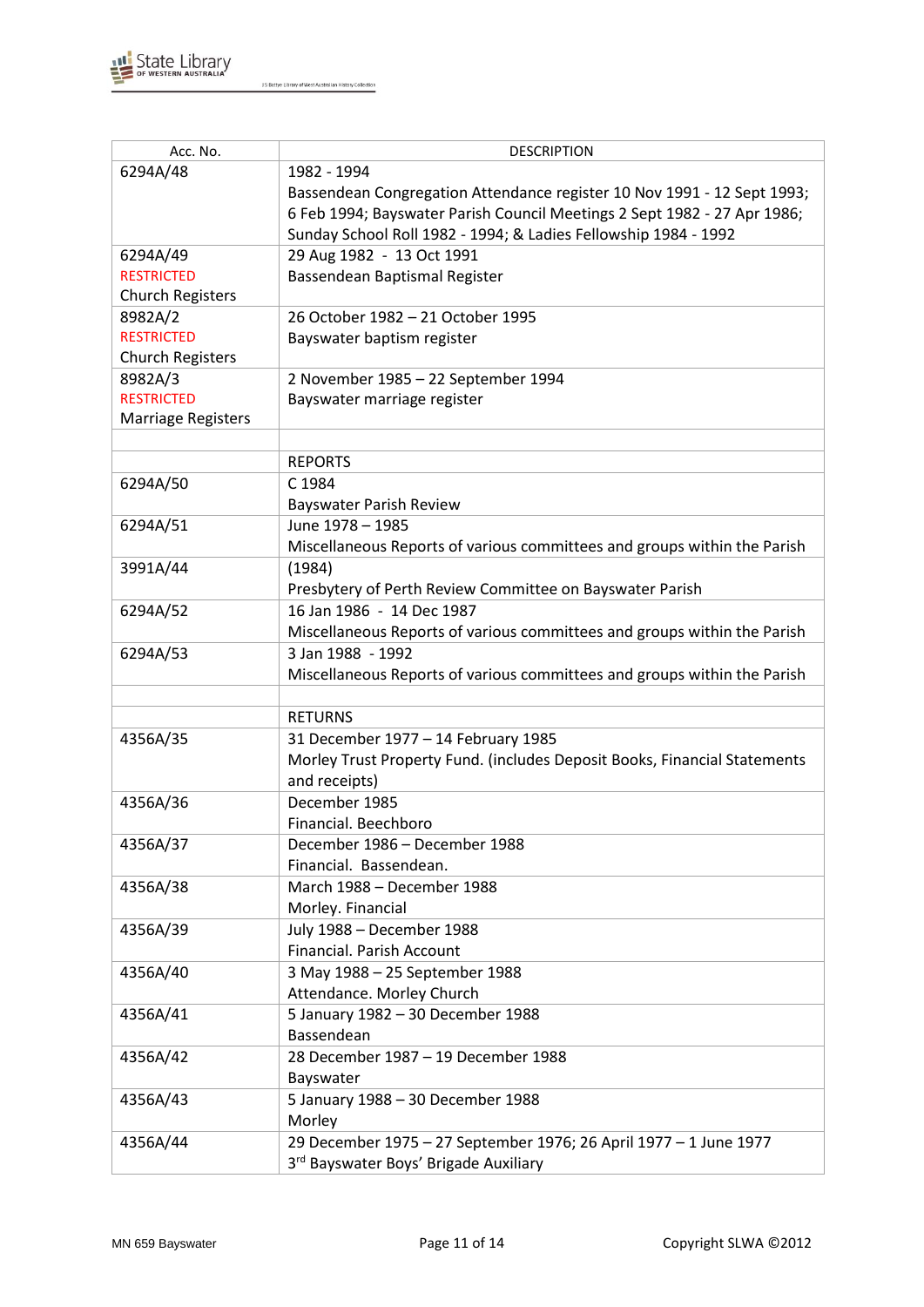| Acc. No. | DESCRIPTION |
|---|---|
| 6294A/48 | 1982 - 1994<br>Bassendean Congregation Attendance register 10 Nov 1991 - 12 Sept 1993; 6 Feb 1994; Bayswater Parish Council Meetings 2 Sept 1982 - 27 Apr 1986; Sunday School Roll 1982 - 1994; & Ladies Fellowship 1984 - 1992 |
| 6294A/49<br>RESTRICTED<br>Church Registers | 29 Aug 1982 - 13 Oct 1991<br>Bassendean Baptismal Register |
| 8982A/2<br>RESTRICTED<br>Church Registers | 26 October 1982 – 21 October 1995<br>Bayswater baptism register |
| 8982A/3<br>RESTRICTED<br>Marriage Registers | 2 November 1985 – 22 September 1994<br>Bayswater marriage register |
| | |
| | REPORTS |
| 6294A/50 | C 1984<br>Bayswater Parish Review |
| 6294A/51 | June 1978 – 1985<br>Miscellaneous Reports of various committees and groups within the Parish |
| 3991A/44 | (1984)<br>Presbytery of Perth Review Committee on Bayswater Parish |
| 6294A/52 | 16 Jan 1986 - 14 Dec 1987<br>Miscellaneous Reports of various committees and groups within the Parish |
| 6294A/53 | 3 Jan 1988 - 1992<br>Miscellaneous Reports of various committees and groups within the Parish |
| | |
| | RETURNS |
| 4356A/35 | 31 December 1977 – 14 February 1985<br>Morley Trust Property Fund. (includes Deposit Books, Financial Statements and receipts) |
| 4356A/36 | December 1985<br>Financial. Beechboro |
| 4356A/37 | December 1986 – December 1988<br>Financial. Bassendean. |
| 4356A/38 | March 1988 – December 1988<br>Morley. Financial |
| 4356A/39 | July 1988 – December 1988<br>Financial. Parish Account |
| 4356A/40 | 3 May 1988 – 25 September 1988<br>Attendance. Morley Church |
| 4356A/41 | 5 January 1982 – 30 December 1988<br>Bassendean |
| 4356A/42 | 28 December 1987 – 19 December 1988<br>Bayswater |
| 4356A/43 | 5 January 1988 – 30 December 1988<br>Morley |
| 4356A/44 | 29 December 1975 – 27 September 1976; 26 April 1977 – 1 June 1977<br>3rd Bayswater Boys' Brigade Auxiliary |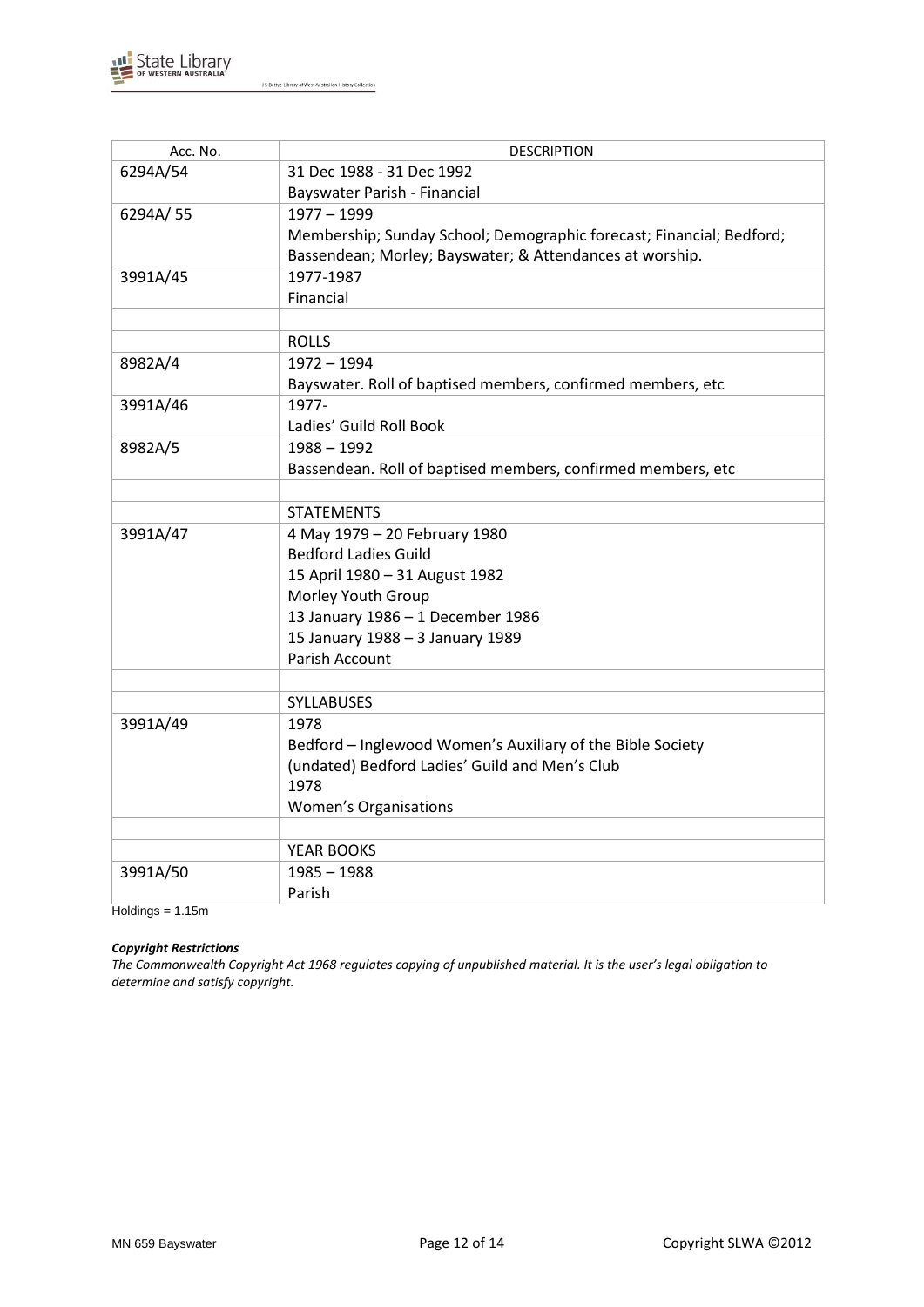| Acc. No. | DESCRIPTION |
| --- | --- |
| 6294A/54 | 31 Dec 1988 - 31 Dec 1992<br>Bayswater Parish - Financial |
| 6294A/ 55 | 1977 – 1999<br>Membership; Sunday School; Demographic forecast; Financial; Bedford; Bassendean; Morley; Bayswater; & Attendances at worship. |
| 3991A/45 | 1977-1987<br>Financial |
| | |
| | ROLLS |
| 8982A/4 | 1972 – 1994<br>Bayswater. Roll of baptised members, confirmed members, etc |
| 3991A/46 | 1977-<br>Ladies' Guild Roll Book |
| 8982A/5 | 1988 – 1992<br>Bassendean. Roll of baptised members, confirmed members, etc |
| | |
| | STATEMENTS |
| 3991A/47 | 4 May 1979 – 20 February 1980<br>Bedford Ladies Guild<br>15 April 1980 – 31 August 1982<br>Morley Youth Group<br>13 January 1986 – 1 December 1986<br>15 January 1988 – 3 January 1989<br>Parish Account |
| | |
| | SYLLABUSES |
| 3991A/49 | 1978<br>Bedford – Inglewood Women's Auxiliary of the Bible Society<br>(undated) Bedford Ladies' Guild and Men's Club<br>1978<br>Women's Organisations |
| | |
| | YEAR BOOKS |
| 3991A/50 | 1985 – 1988<br>Parish |

Holdings = 1.15m

***Copyright Restrictions***

*The Commonwealth Copyright Act 1968 regulates copying of unpublished material. It is the user's legal obligation to determine and satisfy copyright.*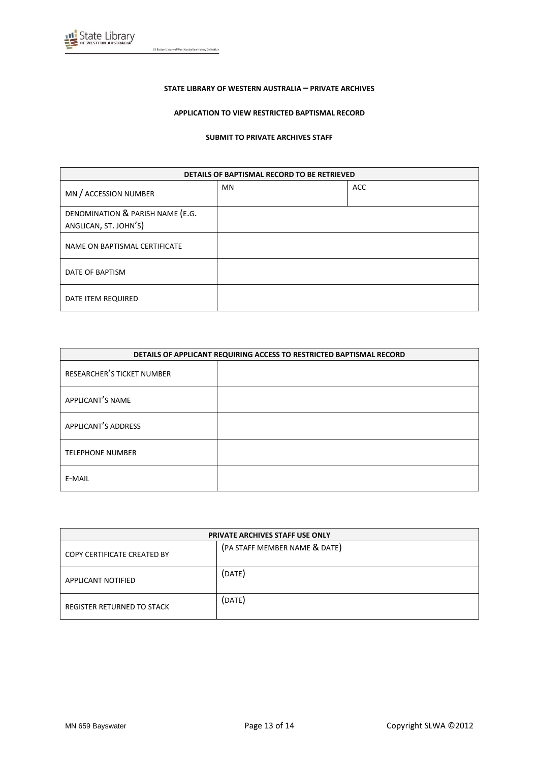**STATE LIBRARY OF WESTERN AUSTRALIA – PRIVATE ARCHIVES**

**APPLICATION TO VIEW RESTRICTED BAPTISMAL RECORD**

**SUBMIT TO PRIVATE ARCHIVES STAFF**

| DETAILS OF BAPTISMAL RECORD TO BE RETRIEVED | | |
|---|---|---|
| MN / ACCESSION NUMBER | MN | ACC |
| DENOMINATION & PARISH NAME (E.G. ANGLICAN, ST. JOHN'S) | | |
| NAME ON BAPTISMAL CERTIFICATE | | |
| DATE OF BAPTISM | | |
| DATE ITEM REQUIRED | | |

| DETAILS OF APPLICANT REQUIRING ACCESS TO RESTRICTED BAPTISMAL RECORD | |
|---|---|
| RESEARCHER'S TICKET NUMBER | |
| APPLICANT'S NAME | |
| APPLICANT'S ADDRESS | |
| TELEPHONE NUMBER | |
| E-MAIL | |

| PRIVATE ARCHIVES STAFF USE ONLY | |
|---|---|
| COPY CERTIFICATE CREATED BY | (PA STAFF MEMBER NAME & DATE) |
| APPLICANT NOTIFIED | (DATE) |
| REGISTER RETURNED TO STACK | (DATE) |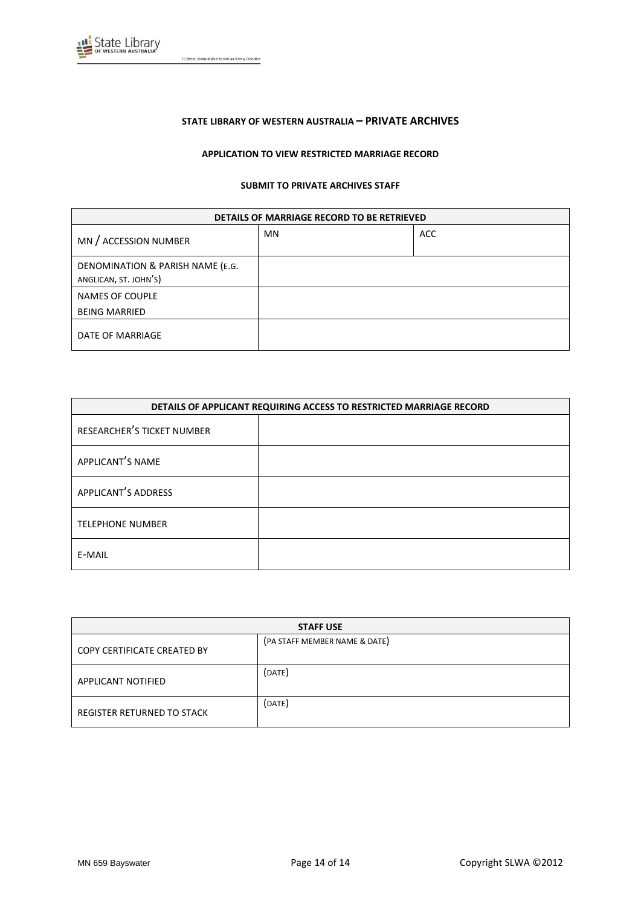**STATE LIBRARY OF WESTERN AUSTRALIA – PRIVATE ARCHIVES**

**APPLICATION TO VIEW RESTRICTED MARRIAGE RECORD**

**SUBMIT TO PRIVATE ARCHIVES STAFF**

| DETAILS OF MARRIAGE RECORD TO BE RETRIEVED | | |
|---|---|---|
| MN / ACCESSION NUMBER | MN | ACC |
| DENOMINATION & PARISH NAME (E.G. ANGLICAN, ST. JOHN'S) | | |
| NAMES OF COUPLE BEING MARRIED | | |
| DATE OF MARRIAGE | | |

| DETAILS OF APPLICANT REQUIRING ACCESS TO RESTRICTED MARRIAGE RECORD | |
|---|---|
| RESEARCHER'S TICKET NUMBER | |
| APPLICANT'S NAME | |
| APPLICANT'S ADDRESS | |
| TELEPHONE NUMBER | |
| E-MAIL | |

| STAFF USE | |
|---|---|
| COPY CERTIFICATE CREATED BY | (PA STAFF MEMBER NAME & DATE) |
| APPLICANT NOTIFIED | (DATE) |
| REGISTER RETURNED TO STACK | (DATE) |